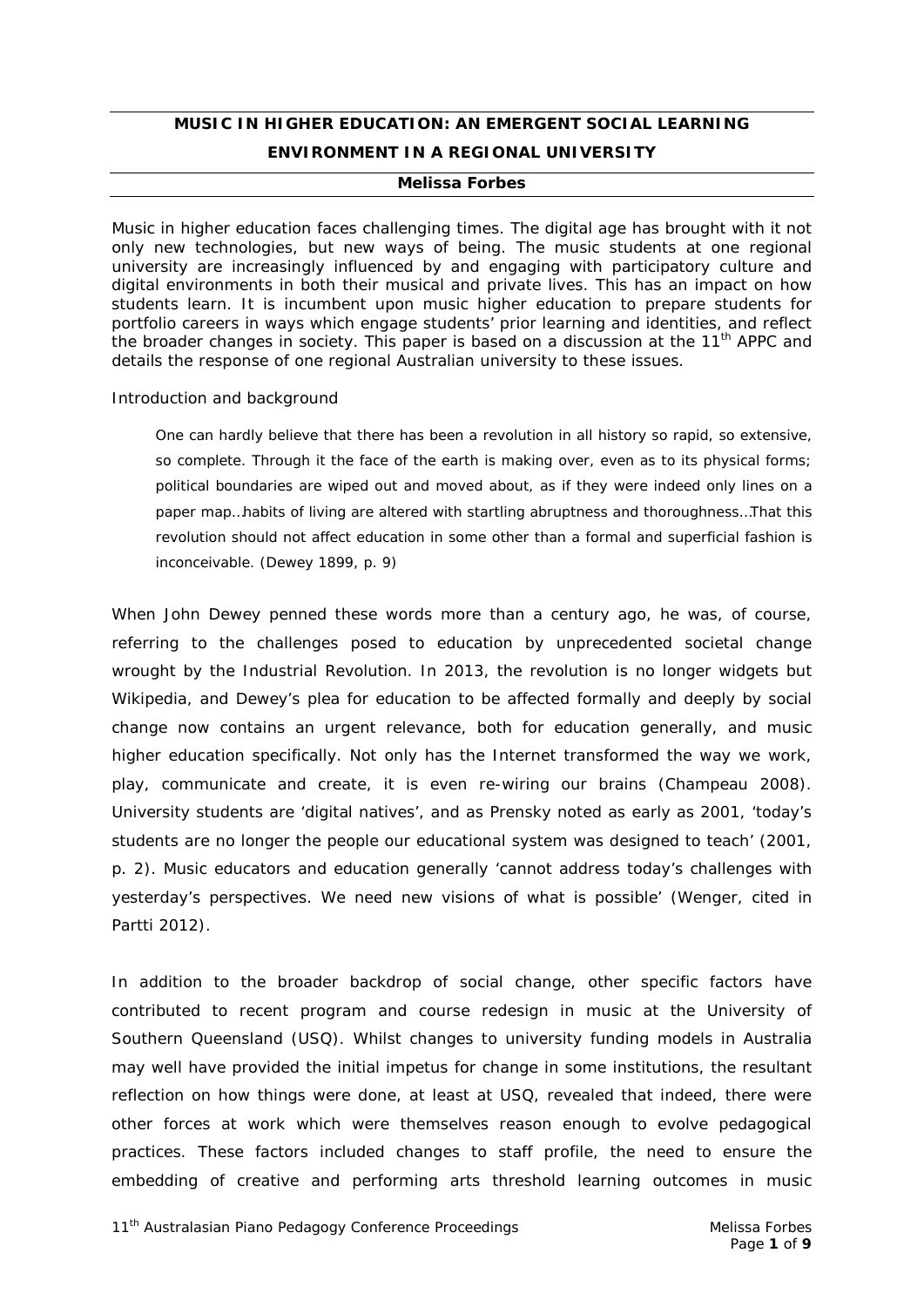# MUSIC IN HIGHER EDUCATION: AN EMERGENT SOCIAL LEARNING ENVIRONMENT IN A REGIONAL UNIVERSITY

**Melissa Forbes**

Music in higher education faces challenging times. The digital age has brought with it not only new technologies, but new ways of being. The music students at one regional university are increasingly influenced by and engaging with participatory culture and digital environments in both their musical and private lives. This has an impact on how students learn. It is incumbent upon music higher education to prepare students for portfolio careers in ways which engage students' prior learning and identities, and reflect the broader changes in society. This paper is based on a discussion at the 11th APPC and details the response of one regional Australian university to these issues.

## Introduction and background

> One can hardly believe that there has been a revolution in all history so rapid, so extensive, so complete. Through it the face of the earth is making over, even as to its physical forms; political boundaries are wiped out and moved about, as if they were indeed only lines on a paper map…habits of living are altered with startling abruptness and thoroughness…That this revolution should not affect education in some other than a formal and superficial fashion is inconceivable. (Dewey 1899, p. 9)

When John Dewey penned these words more than a century ago, he was, of course, referring to the challenges posed to education by unprecedented societal change wrought by the Industrial Revolution. In 2013, the revolution is no longer widgets but Wikipedia, and Dewey's plea for education to be affected formally and deeply by social change now contains an urgent relevance, both for education generally, and music higher education specifically. Not only has the Internet transformed the way we work, play, communicate and create, it is even re-wiring our brains (Champeau 2008). University students are 'digital natives', and as Prensky noted as early as 2001, 'today's students are no longer the people our educational system was designed to teach' (2001, p. 2). Music educators and education generally 'cannot address today's challenges with yesterday's perspectives. We need new visions of what is possible' (Wenger, cited in Partti 2012).

In addition to the broader backdrop of social change, other specific factors have contributed to recent program and course redesign in music at the University of Southern Queensland (USQ). Whilst changes to university funding models in Australia may well have provided the initial impetus for change in some institutions, the resultant reflection on how things were done, at least at USQ, revealed that indeed, there were other forces at work which were themselves reason enough to evolve pedagogical practices. These factors included changes to staff profile, the need to ensure the embedding of creative and performing arts threshold learning outcomes in music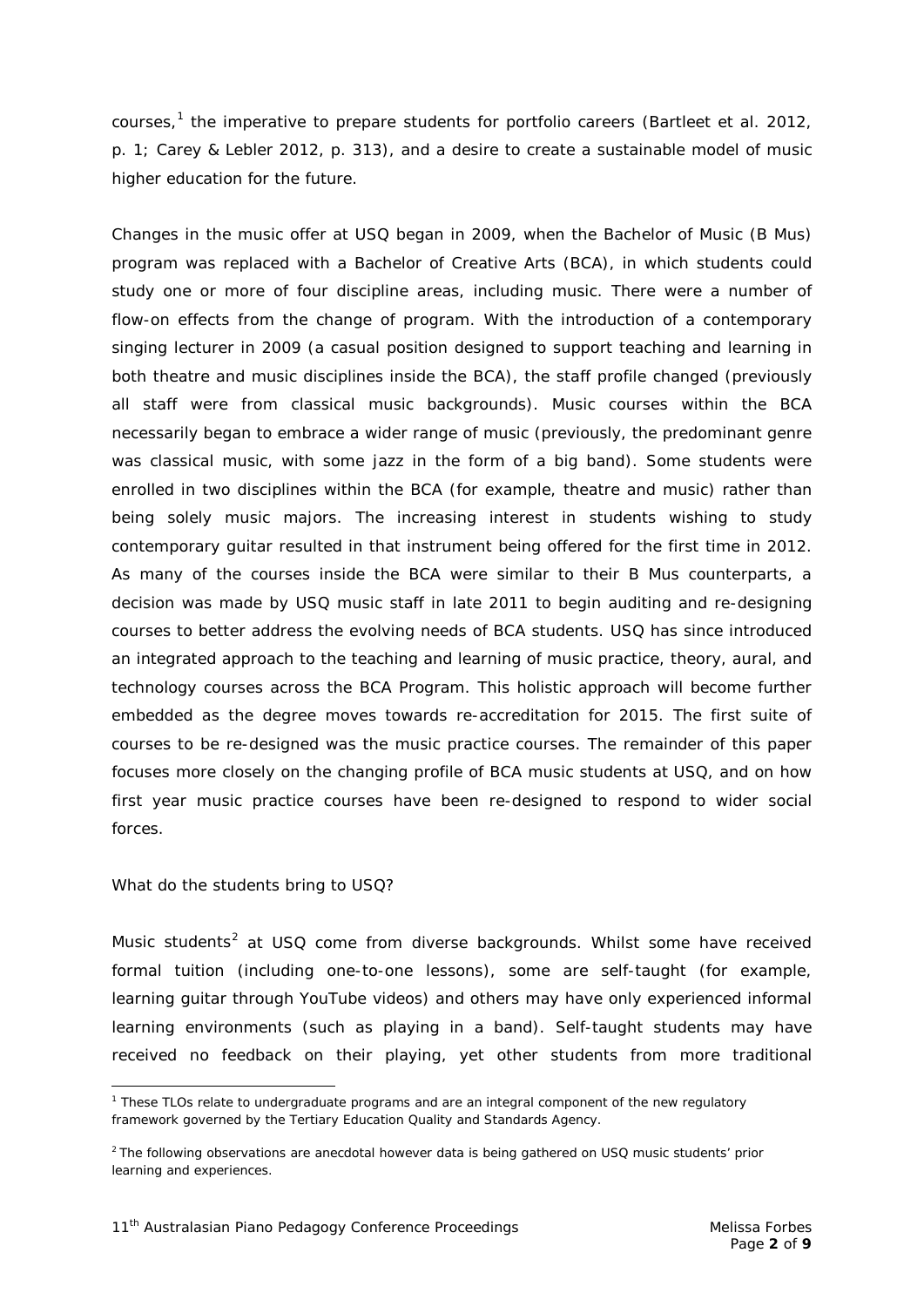courses,[1] the imperative to prepare students for portfolio careers (Bartleet et al. 2012, p. 1; Carey & Lebler 2012, p. 313), and a desire to create a sustainable model of music higher education for the future.

Changes in the music offer at USQ began in 2009, when the Bachelor of Music (B Mus) program was replaced with a Bachelor of Creative Arts (BCA), in which students could study one or more of four discipline areas, including music. There were a number of flow-on effects from the change of program. With the introduction of a contemporary singing lecturer in 2009 (a casual position designed to support teaching and learning in both theatre and music disciplines inside the BCA), the staff profile changed (previously all staff were from classical music backgrounds). Music courses within the BCA necessarily began to embrace a wider range of music (previously, the predominant genre was classical music, with some jazz in the form of a big band). Some students were enrolled in two disciplines within the BCA (for example, theatre and music) rather than being solely music majors. The increasing interest in students wishing to study contemporary guitar resulted in that instrument being offered for the first time in 2012. As many of the courses inside the BCA were similar to their B Mus counterparts, a decision was made by USQ music staff in late 2011 to begin auditing and re-designing courses to better address the evolving needs of BCA students. USQ has since introduced an integrated approach to the teaching and learning of music practice, theory, aural, and technology courses across the BCA Program. This holistic approach will become further embedded as the degree moves towards re-accreditation for 2015. The first suite of courses to be re-designed was the music practice courses. The remainder of this paper focuses more closely on the changing profile of BCA music students at USQ, and on how first year music practice courses have been re-designed to respond to wider social forces.

What do the students bring to USQ?

Music students[2] at USQ come from diverse backgrounds. Whilst some have received formal tuition (including one-to-one lessons), some are self-taught (for example, learning guitar through YouTube videos) and others may have only experienced informal learning environments (such as playing in a band). Self-taught students may have received no feedback on their playing, yet other students from more traditional

---

[1] These TLOs relate to undergraduate programs and are an integral component of the new regulatory framework governed by the Tertiary Education Quality and Standards Agency.

[2] The following observations are anecdotal however data is being gathered on USQ music students' prior learning and experiences.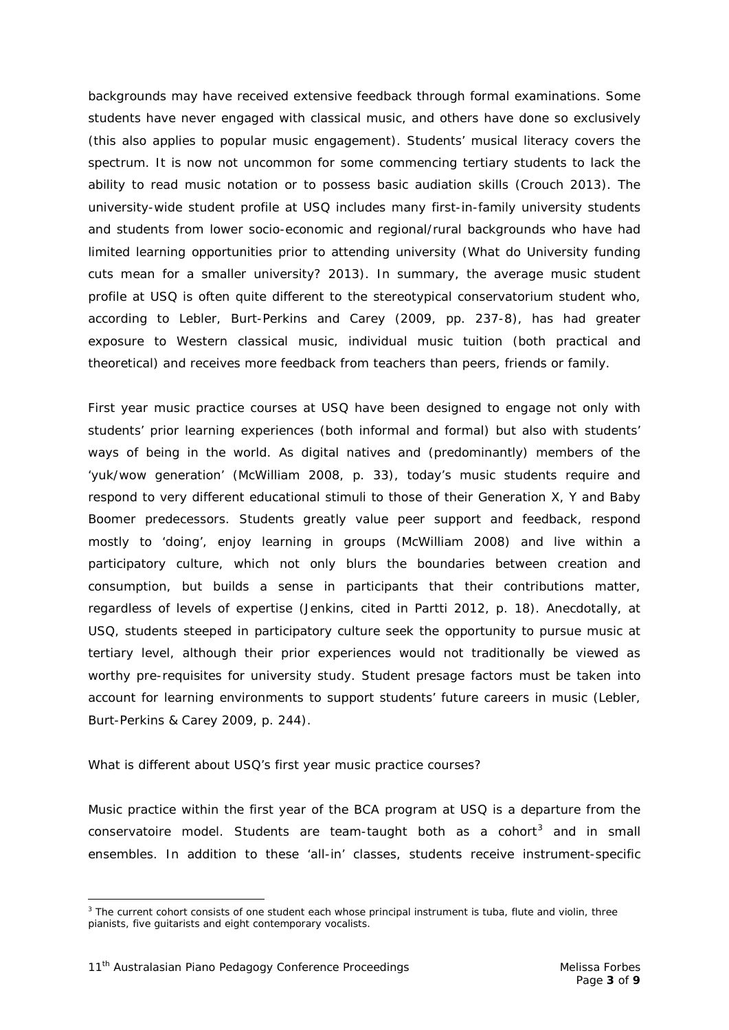backgrounds may have received extensive feedback through formal examinations. Some students have never engaged with classical music, and others have done so exclusively (this also applies to popular music engagement). Students' musical literacy covers the spectrum. It is now not uncommon for some commencing tertiary students to lack the ability to read music notation or to possess basic audiation skills (Crouch 2013). The university-wide student profile at USQ includes many first-in-family university students and students from lower socio-economic and regional/rural backgrounds who have had limited learning opportunities prior to attending university (What do University funding cuts mean for a smaller university? 2013). In summary, the average music student profile at USQ is often quite different to the stereotypical conservatorium student who, according to Lebler, Burt-Perkins and Carey (2009, pp. 237-8), has had greater exposure to Western classical music, individual music tuition (both practical and theoretical) and receives more feedback from teachers than peers, friends or family.

First year music practice courses at USQ have been designed to engage not only with students' prior learning experiences (both informal and formal) but also with students' ways of being in the world. As digital natives and (predominantly) members of the 'yuk/wow generation' (McWilliam 2008, p. 33), today's music students require and respond to very different educational stimuli to those of their Generation X, Y and Baby Boomer predecessors. Students greatly value peer support and feedback, respond mostly to 'doing', enjoy learning in groups (McWilliam 2008) and live within a participatory culture, which not only blurs the boundaries between creation and consumption, but builds a sense in participants that their contributions matter, regardless of levels of expertise (Jenkins, cited in Partti 2012, p. 18). Anecdotally, at USQ, students steeped in participatory culture seek the opportunity to pursue music at tertiary level, although their prior experiences would not traditionally be viewed as worthy pre-requisites for university study. Student presage factors must be taken into account for learning environments to support students' future careers in music (Lebler, Burt-Perkins & Carey 2009, p. 244).

## What is different about USQ's first year music practice courses?

Music practice within the first year of the BCA program at USQ is a departure from the conservatoire model. Students are team-taught both as a cohort[3] and in small ensembles. In addition to these 'all-in' classes, students receive instrument-specific

[3] The current cohort consists of one student each whose principal instrument is tuba, flute and violin, three pianists, five guitarists and eight contemporary vocalists.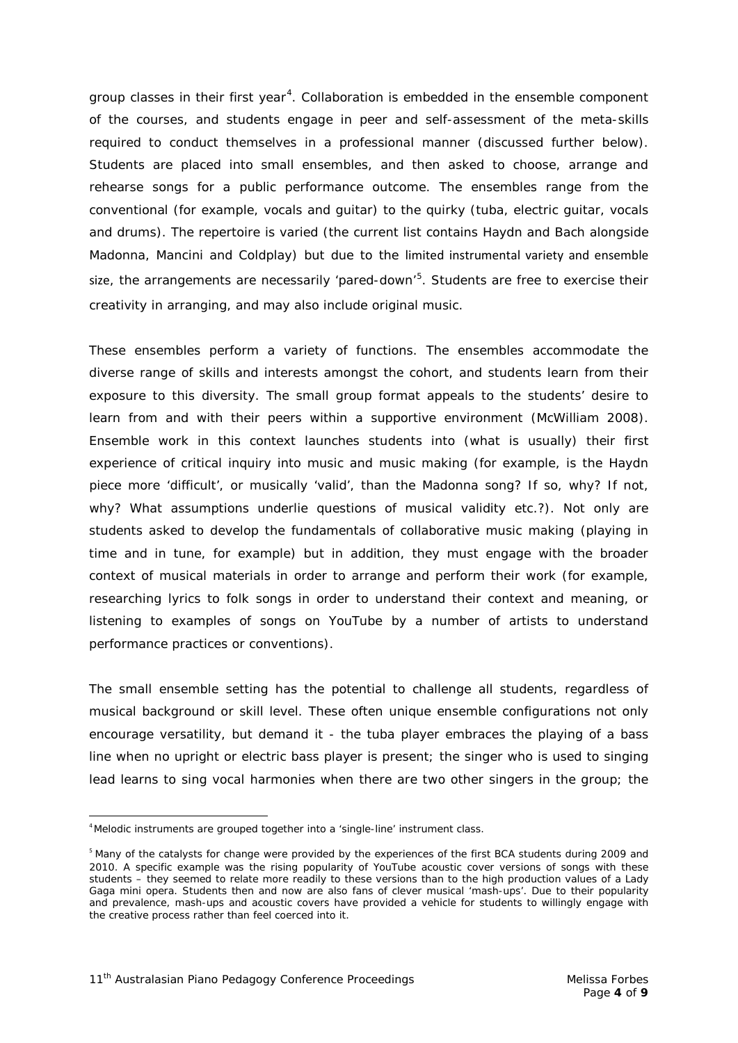group classes in their first year[4]. Collaboration is embedded in the ensemble component of the courses, and students engage in peer and self-assessment of the meta-skills required to conduct themselves in a professional manner (discussed further below). Students are placed into small ensembles, and then asked to choose, arrange and rehearse songs for a public performance outcome. The ensembles range from the conventional (for example, vocals and guitar) to the quirky (tuba, electric guitar, vocals and drums). The repertoire is varied (the current list contains Haydn and Bach alongside Madonna, Mancini and Coldplay) but due to the limited instrumental variety and ensemble size, the arrangements are necessarily 'pared-down'[5]. Students are free to exercise their creativity in arranging, and may also include original music.

These ensembles perform a variety of functions. The ensembles accommodate the diverse range of skills and interests amongst the cohort, and students learn from their exposure to this diversity. The small group format appeals to the students' desire to learn from and with their peers within a supportive environment (McWilliam 2008). Ensemble work in this context launches students into (what is usually) their first experience of critical inquiry into music and music making (for example, is the Haydn piece more 'difficult', or musically 'valid', than the Madonna song? If so, why? If not, why? What assumptions underlie questions of musical validity etc.?). Not only are students asked to develop the fundamentals of collaborative music making (playing in time and in tune, for example) but in addition, they must engage with the broader context of musical materials in order to arrange and perform their work (for example, researching lyrics to folk songs in order to understand their context and meaning, or listening to examples of songs on YouTube by a number of artists to understand performance practices or conventions).

The small ensemble setting has the potential to challenge all students, regardless of musical background or skill level. These often unique ensemble configurations not only encourage versatility, but demand it - the tuba player embraces the playing of a bass line when no upright or electric bass player is present; the singer who is used to singing lead learns to sing vocal harmonies when there are two other singers in the group; the

---

[4] Melodic instruments are grouped together into a 'single-line' instrument class.

[5] Many of the catalysts for change were provided by the experiences of the first BCA students during 2009 and 2010. A specific example was the rising popularity of YouTube acoustic cover versions of songs with these students – they seemed to relate more readily to these versions than to the high production values of a Lady Gaga mini opera. Students then and now are also fans of clever musical 'mash-ups'. Due to their popularity and prevalence, mash-ups and acoustic covers have provided a vehicle for students to willingly engage with the creative process rather than feel coerced into it.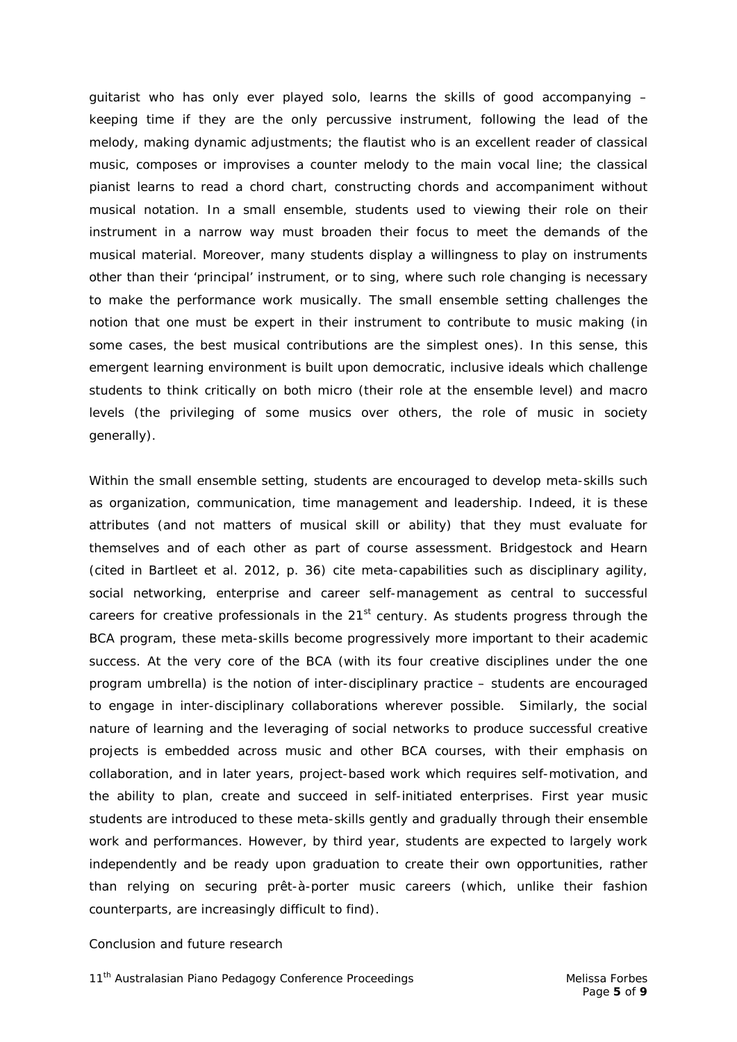guitarist who has only ever played solo, learns the skills of good accompanying – keeping time if they are the only percussive instrument, following the lead of the melody, making dynamic adjustments; the flautist who is an excellent reader of classical music, composes or improvises a counter melody to the main vocal line; the classical pianist learns to read a chord chart, constructing chords and accompaniment without musical notation. In a small ensemble, students used to viewing their role on their instrument in a narrow way must broaden their focus to meet the demands of the musical material. Moreover, many students display a willingness to play on instruments other than their 'principal' instrument, or to sing, where such role changing is necessary to make the performance work musically. The small ensemble setting challenges the notion that one must be expert in their instrument to contribute to music making (in some cases, the best musical contributions are the simplest ones). In this sense, this emergent learning environment is built upon democratic, inclusive ideals which challenge students to think critically on both micro (their role at the ensemble level) and macro levels (the privileging of some musics over others, the role of music in society generally).

Within the small ensemble setting, students are encouraged to develop meta-skills such as organization, communication, time management and leadership. Indeed, it is these attributes (and not matters of musical skill or ability) that they must evaluate for themselves and of each other as part of course assessment. Bridgestock and Hearn (cited in Bartleet et al. 2012, p. 36) cite meta-capabilities such as disciplinary agility, social networking, enterprise and career self-management as central to successful careers for creative professionals in the 21st century. As students progress through the BCA program, these meta-skills become progressively more important to their academic success. At the very core of the BCA (with its four creative disciplines under the one program umbrella) is the notion of inter-disciplinary practice – students are encouraged to engage in inter-disciplinary collaborations wherever possible. Similarly, the social nature of learning and the leveraging of social networks to produce successful creative projects is embedded across music and other BCA courses, with their emphasis on collaboration, and in later years, project-based work which requires self-motivation, and the ability to plan, create and succeed in self-initiated enterprises. First year music students are introduced to these meta-skills gently and gradually through their ensemble work and performances. However, by third year, students are expected to largely work independently and be ready upon graduation to create their own opportunities, rather than relying on securing prêt-à-porter music careers (which, unlike their fashion counterparts, are increasingly difficult to find).

## Conclusion and future research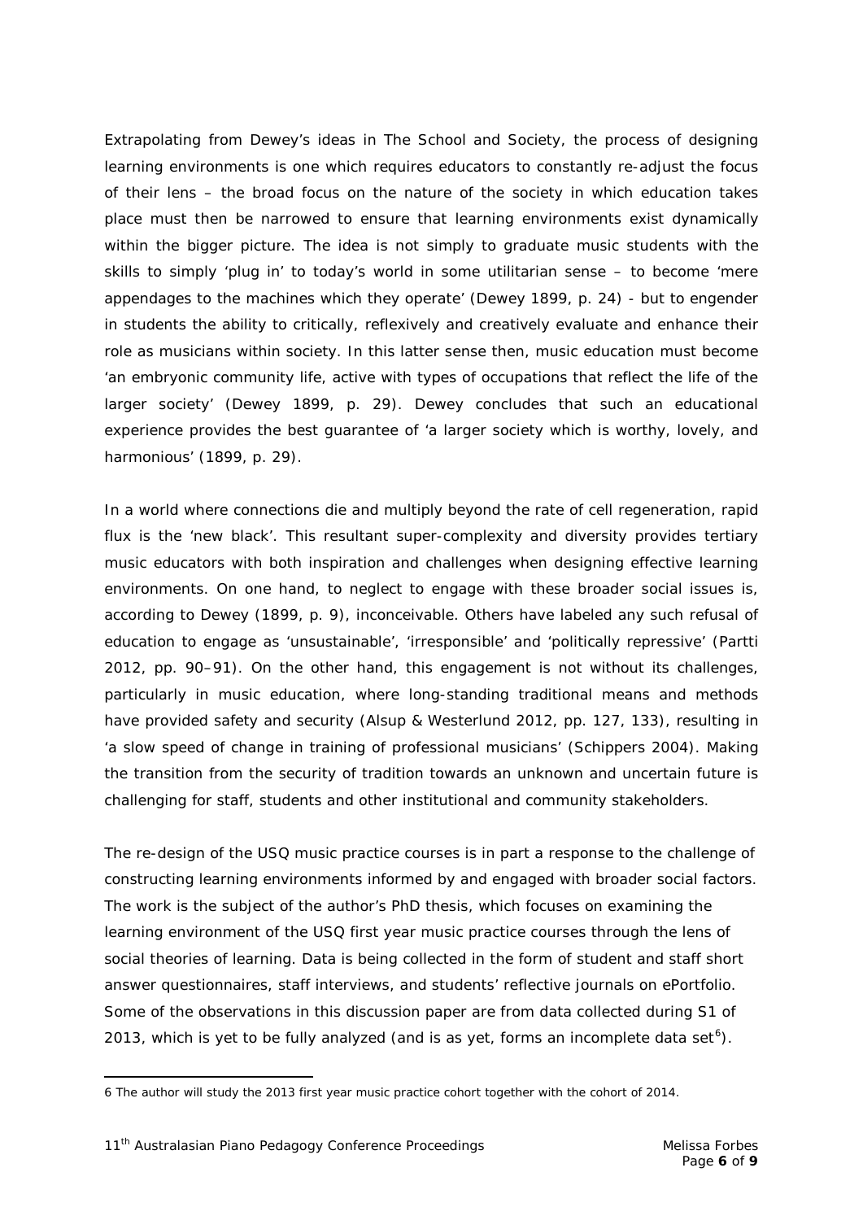Extrapolating from Dewey's ideas in The School and Society, the process of designing learning environments is one which requires educators to constantly re-adjust the focus of their lens – the broad focus on the nature of the society in which education takes place must then be narrowed to ensure that learning environments exist dynamically within the bigger picture. The idea is not simply to graduate music students with the skills to simply 'plug in' to today's world in some utilitarian sense – to become 'mere appendages to the machines which they operate' (Dewey 1899, p. 24) - but to engender in students the ability to critically, reflexively and creatively evaluate and enhance their role as musicians within society. In this latter sense then, music education must become 'an embryonic community life, active with types of occupations that reflect the life of the larger society' (Dewey 1899, p. 29). Dewey concludes that such an educational experience provides the best guarantee of 'a larger society which is worthy, lovely, and harmonious' (1899, p. 29).

In a world where connections die and multiply beyond the rate of cell regeneration, rapid flux is the 'new black'. This resultant super-complexity and diversity provides tertiary music educators with both inspiration and challenges when designing effective learning environments. On one hand, to neglect to engage with these broader social issues is, according to Dewey (1899, p. 9), inconceivable. Others have labeled any such refusal of education to engage as 'unsustainable', 'irresponsible' and 'politically repressive' (Partti 2012, pp. 90–91). On the other hand, this engagement is not without its challenges, particularly in music education, where long-standing traditional means and methods have provided safety and security (Alsup & Westerlund 2012, pp. 127, 133), resulting in 'a slow speed of change in training of professional musicians' (Schippers 2004). Making the transition from the security of tradition towards an unknown and uncertain future is challenging for staff, students and other institutional and community stakeholders.

The re-design of the USQ music practice courses is in part a response to the challenge of constructing learning environments informed by and engaged with broader social factors. The work is the subject of the author's PhD thesis, which focuses on examining the learning environment of the USQ first year music practice courses through the lens of social theories of learning. Data is being collected in the form of student and staff short answer questionnaires, staff interviews, and students' reflective journals on ePortfolio. Some of the observations in this discussion paper are from data collected during S1 of 2013, which is yet to be fully analyzed (and is as yet, forms an incomplete data set[6]).

6 The author will study the 2013 first year music practice cohort together with the cohort of 2014.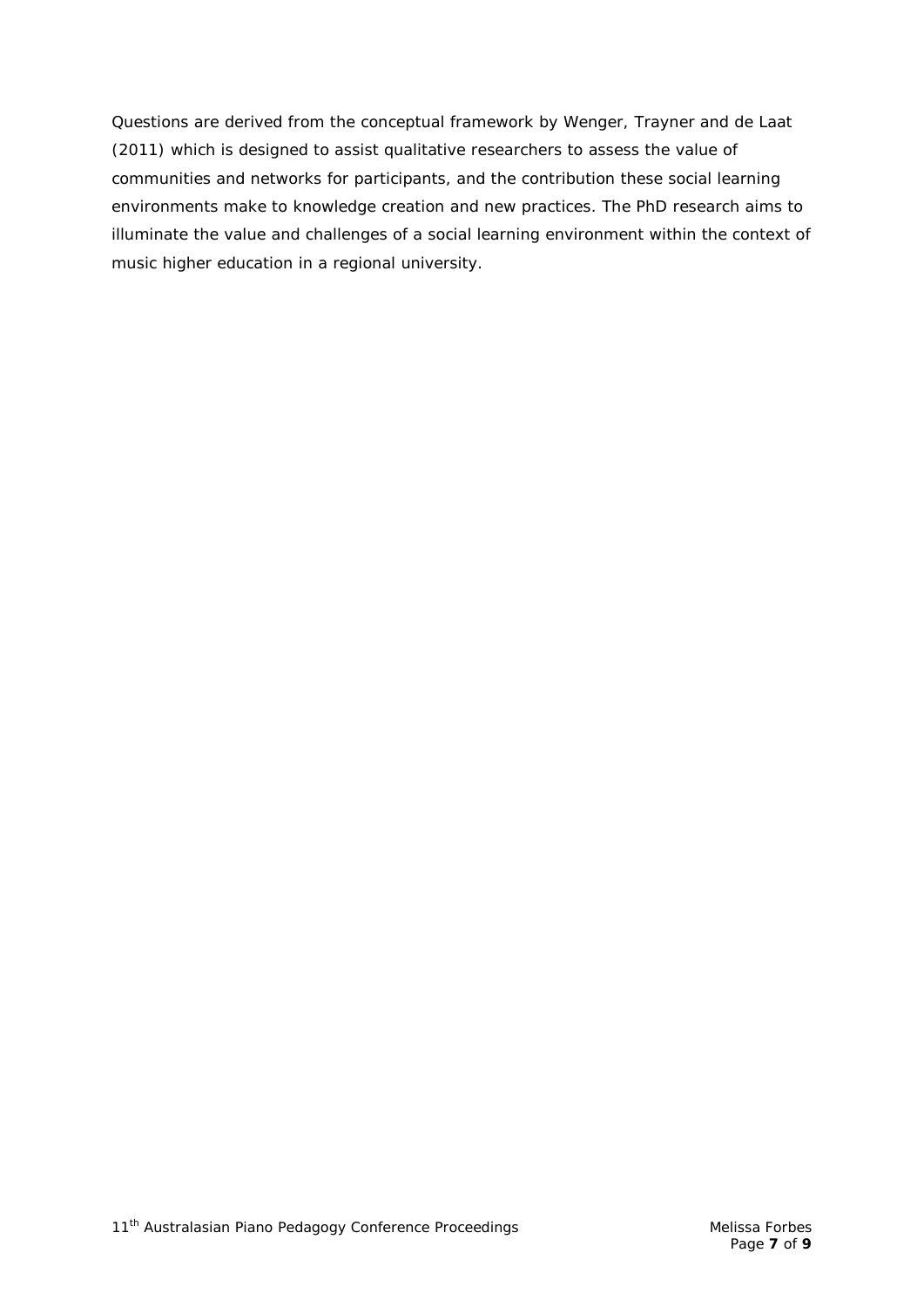Questions are derived from the conceptual framework by Wenger, Trayner and de Laat (2011) which is designed to assist qualitative researchers to assess the value of communities and networks for participants, and the contribution these social learning environments make to knowledge creation and new practices. The PhD research aims to illuminate the value and challenges of a social learning environment within the context of music higher education in a regional university.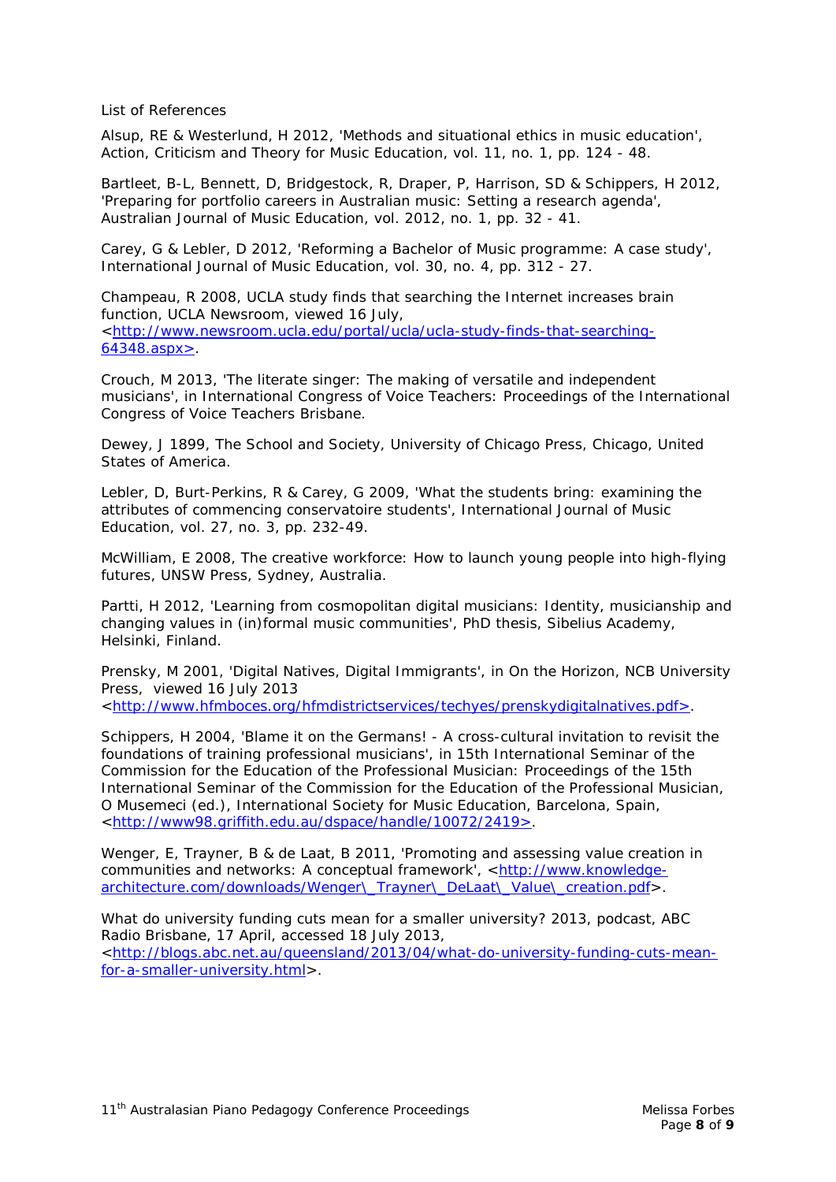List of References

Alsup, RE & Westerlund, H 2012, 'Methods and situational ethics in music education', *Action, Criticism and Theory for Music Education*, vol. 11, no. 1, pp. 124 - 48.

Bartleet, B-L, Bennett, D, Bridgestock, R, Draper, P, Harrison, SD & Schippers, H 2012, 'Preparing for portfolio careers in Australian music: Setting a research agenda', *Australian Journal of Music Education*, vol. 2012, no. 1, pp. 32 - 41.

Carey, G & Lebler, D 2012, 'Reforming a Bachelor of Music programme: A case study', *International Journal of Music Education*, vol. 30, no. 4, pp. 312 - 27.

Champeau, R 2008, *UCLA study finds that searching the Internet increases brain function*, UCLA Newsroom, viewed 16 July, <http://www.newsroom.ucla.edu/portal/ucla/ucla-study-finds-that-searching-64348.aspx>.

Crouch, M 2013, 'The literate singer: The making of versatile and independent musicians', in *International Congress of Voice Teachers: Proceedings of the International Congress of Voice Teachers* Brisbane.

Dewey, J 1899, *The School and Society*, University of Chicago Press, Chicago, United States of America.

Lebler, D, Burt-Perkins, R & Carey, G 2009, 'What the students bring: examining the attributes of commencing conservatoire students', *International Journal of Music Education*, vol. 27, no. 3, pp. 232-49.

McWilliam, E 2008, *The creative workforce: How to launch young people into high-flying futures*, UNSW Press, Sydney, Australia.

Partti, H 2012, 'Learning from cosmopolitan digital musicians: Identity, musicianship and changing values in (in)formal music communities', PhD thesis, Sibelius Academy, Helsinki, Finland.

Prensky, M 2001, 'Digital Natives, Digital Immigrants', in *On the Horizon*, NCB University Press, viewed 16 July 2013 <http://www.hfmboces.org/hfmdistrictservices/techyes/prenskydigitalnatives.pdf>.

Schippers, H 2004, 'Blame it on the Germans! - A cross-cultural invitation to revisit the foundations of training professional musicians', in *15th International Seminar of the Commission for the Education of the Professional Musician: Proceedings of the 15th International Seminar of the Commission for the Education of the Professional Musician*, O Musemeci (ed.), International Society for Music Education, Barcelona, Spain, <http://www98.griffith.edu.au/dspace/handle/10072/2419>.

Wenger, E, Trayner, B & de Laat, B 2011, 'Promoting and assessing value creation in communities and networks: A conceptual framework', <http://www.knowledge-architecture.com/downloads/Wenger\_Trayner\_DeLaat\_Value\_creation.pdf>.

*What do university funding cuts mean for a smaller university?* 2013, podcast, ABC Radio Brisbane, 17 April, accessed 18 July 2013, <http://blogs.abc.net.au/queensland/2013/04/what-do-university-funding-cuts-mean-for-a-smaller-university.html>.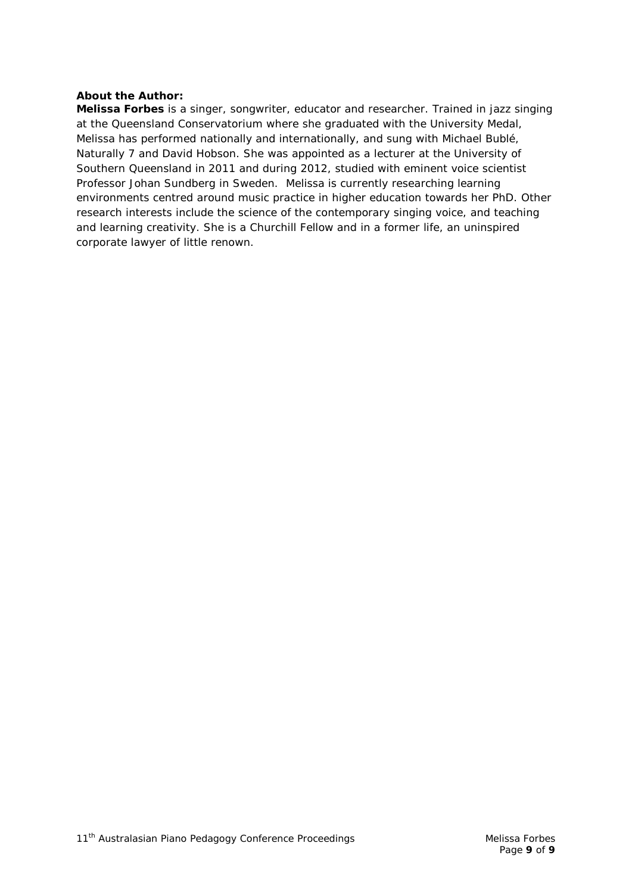**About the Author:**

**Melissa Forbes** is a singer, songwriter, educator and researcher. Trained in jazz singing at the Queensland Conservatorium where she graduated with the University Medal, Melissa has performed nationally and internationally, and sung with Michael Bublé, Naturally 7 and David Hobson. She was appointed as a lecturer at the University of Southern Queensland in 2011 and during 2012, studied with eminent voice scientist Professor Johan Sundberg in Sweden. Melissa is currently researching learning environments centred around music practice in higher education towards her PhD. Other research interests include the science of the contemporary singing voice, and teaching and learning creativity. She is a Churchill Fellow and in a former life, an uninspired corporate lawyer of little renown.